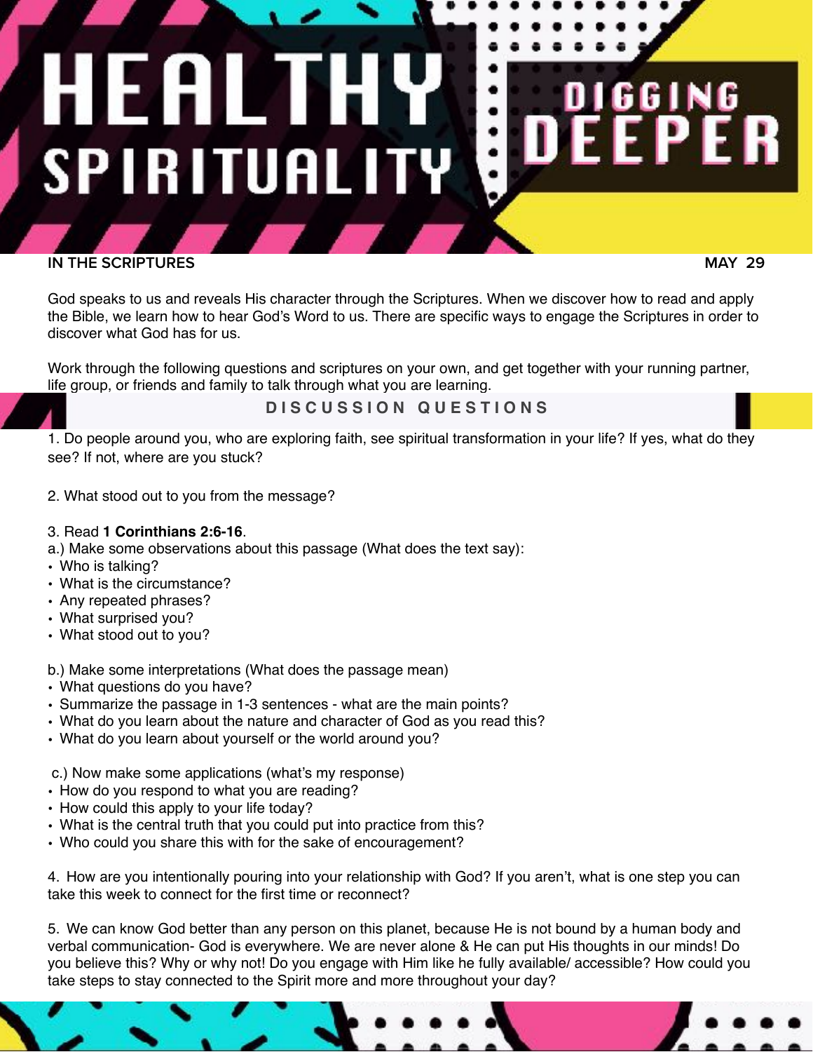# HEALTHY SPIRITUALITY

## DIGGING DEEPER

**IN THE SCRIPTURES** **MAY 29**

God speaks to us and reveals His character through the Scriptures. When we discover how to read and apply the Bible, we learn how to hear God's Word to us. There are specific ways to engage the Scriptures in order to discover what God has for us.

Work through the following questions and scriptures on your own, and get together with your running partner, life group, or friends and family to talk through what you are learning.

## DISCUSSION QUESTIONS

1. Do people around you, who are exploring faith, see spiritual transformation in your life? If yes, what do they see? If not, where are you stuck?

2. What stood out to you from the message?

3. Read **1 Corinthians 2:6-16**.

a.) Make some observations about this passage (What does the text say):
- Who is talking?
- What is the circumstance?
- Any repeated phrases?
- What surprised you?
- What stood out to you?

b.) Make some interpretations (What does the passage mean)
- What questions do you have?
- Summarize the passage in 1-3 sentences - what are the main points?
- What do you learn about the nature and character of God as you read this?
- What do you learn about yourself or the world around you?

c.) Now make some applications (what's my response)
- How do you respond to what you are reading?
- How could this apply to your life today?
- What is the central truth that you could put into practice from this?
- Who could you share this with for the sake of encouragement?

4. How are you intentionally pouring into your relationship with God? If you aren't, what is one step you can take this week to connect for the first time or reconnect?

5. We can know God better than any person on this planet, because He is not bound by a human body and verbal communication- God is everywhere. We are never alone & He can put His thoughts in our minds! Do you believe this? Why or why not! Do you engage with Him like he fully available/ accessible? How could you take steps to stay connected to the Spirit more and more throughout your day?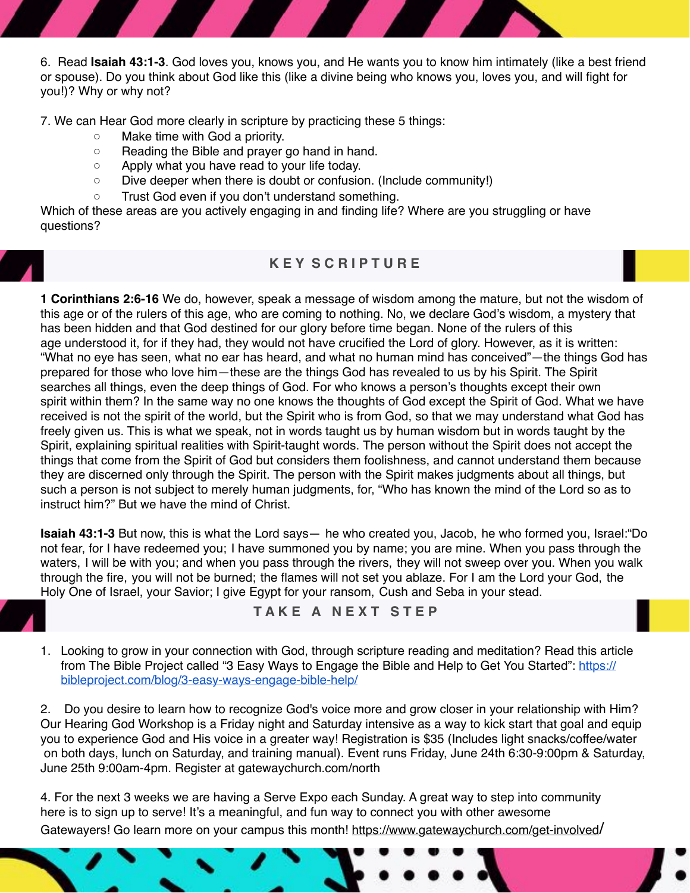6. Read **Isaiah 43:1-3**. God loves you, knows you, and He wants you to know him intimately (like a best friend or spouse). Do you think about God like this (like a divine being who knows you, loves you, and will fight for you!)? Why or why not?

7. We can Hear God more clearly in scripture by practicing these 5 things:

- Make time with God a priority.
- Reading the Bible and prayer go hand in hand.
- Apply what you have read to your life today.
- Dive deeper when there is doubt or confusion. (Include community!)
- Trust God even if you don't understand something.

Which of these areas are you actively engaging in and finding life? Where are you struggling or have questions?

## KEY SCRIPTURE

**1 Corinthians 2:6-16** We do, however, speak a message of wisdom among the mature, but not the wisdom of this age or of the rulers of this age, who are coming to nothing. No, we declare God's wisdom, a mystery that has been hidden and that God destined for our glory before time began. None of the rulers of this age understood it, for if they had, they would not have crucified the Lord of glory. However, as it is written: "What no eye has seen, what no ear has heard, and what no human mind has conceived"—the things God has prepared for those who love him—these are the things God has revealed to us by his Spirit. The Spirit searches all things, even the deep things of God. For who knows a person's thoughts except their own spirit within them? In the same way no one knows the thoughts of God except the Spirit of God. What we have received is not the spirit of the world, but the Spirit who is from God, so that we may understand what God has freely given us. This is what we speak, not in words taught us by human wisdom but in words taught by the Spirit, explaining spiritual realities with Spirit-taught words. The person without the Spirit does not accept the things that come from the Spirit of God but considers them foolishness, and cannot understand them because they are discerned only through the Spirit. The person with the Spirit makes judgments about all things, but such a person is not subject to merely human judgments, for, "Who has known the mind of the Lord so as to instruct him?" But we have the mind of Christ.

**Isaiah 43:1-3** But now, this is what the Lord says— he who created you, Jacob, he who formed you, Israel:"Do not fear, for I have redeemed you; I have summoned you by name; you are mine. When you pass through the waters, I will be with you; and when you pass through the rivers, they will not sweep over you. When you walk through the fire, you will not be burned; the flames will not set you ablaze. For I am the Lord your God, the Holy One of Israel, your Savior; I give Egypt for your ransom, Cush and Seba in your stead.

## TAKE A NEXT STEP

1. Looking to grow in your connection with God, through scripture reading and meditation? Read this article from The Bible Project called "3 Easy Ways to Engage the Bible and Help to Get You Started": https://bibleproject.com/blog/3-easy-ways-engage-bible-help/

2. Do you desire to learn how to recognize God's voice more and grow closer in your relationship with Him? Our Hearing God Workshop is a Friday night and Saturday intensive as a way to kick start that goal and equip you to experience God and His voice in a greater way! Registration is $35 (Includes light snacks/coffee/water on both days, lunch on Saturday, and training manual). Event runs Friday, June 24th 6:30-9:00pm & Saturday, June 25th 9:00am-4pm. Register at gatewaychurch.com/north

4. For the next 3 weeks we are having a Serve Expo each Sunday. A great way to step into community here is to sign up to serve! It's a meaningful, and fun way to connect you with other awesome Gatewayers! Go learn more on your campus this month! https://www.gatewaychurch.com/get-involved/